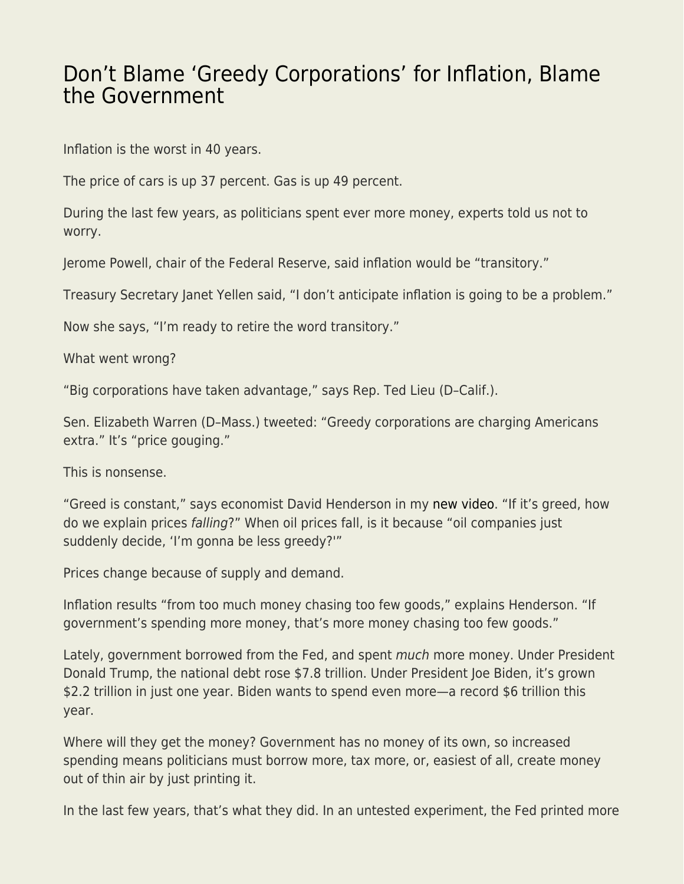# Don't Blame 'Greedy Corporations' for Inflation, Blame the Government

Inflation is the worst in 40 years.

The price of cars is up 37 percent. Gas is up 49 percent.

During the last few years, as politicians spent ever more money, experts told us not to worry.

Jerome Powell, chair of the Federal Reserve, said inflation would be "transitory."

Treasury Secretary Janet Yellen said, "I don't anticipate inflation is going to be a problem."

Now she says, "I'm ready to retire the word transitory."

What went wrong?

"Big corporations have taken advantage," says Rep. Ted Lieu (D–Calif.).

Sen. Elizabeth Warren (D–Mass.) tweeted: "Greedy corporations are charging Americans extra." It's "price gouging."

This is nonsense.

"Greed is constant," says economist David Henderson in my new video. "If it's greed, how do we explain prices *falling*?" When oil prices fall, is it because "oil companies just suddenly decide, 'I'm gonna be less greedy?'"

Prices change because of supply and demand.

Inflation results "from too much money chasing too few goods," explains Henderson. "If government's spending more money, that's more money chasing too few goods."

Lately, government borrowed from the Fed, and spent *much* more money. Under President Donald Trump, the national debt rose $7.8 trillion. Under President Joe Biden, it's grown $2.2 trillion in just one year. Biden wants to spend even more—a record $6 trillion this year.

Where will they get the money? Government has no money of its own, so increased spending means politicians must borrow more, tax more, or, easiest of all, create money out of thin air by just printing it.

In the last few years, that's what they did. In an untested experiment, the Fed printed more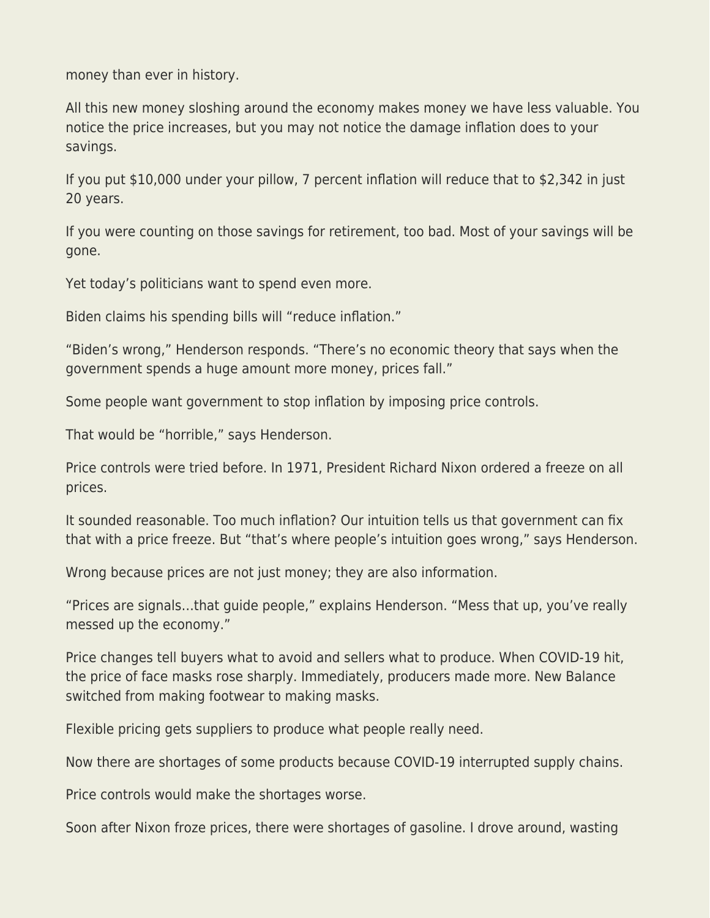money than ever in history.

All this new money sloshing around the economy makes money we have less valuable. You notice the price increases, but you may not notice the damage inflation does to your savings.

If you put $10,000 under your pillow, 7 percent inflation will reduce that to $2,342 in just 20 years.

If you were counting on those savings for retirement, too bad. Most of your savings will be gone.

Yet today's politicians want to spend even more.

Biden claims his spending bills will "reduce inflation."

"Biden's wrong," Henderson responds. "There's no economic theory that says when the government spends a huge amount more money, prices fall."

Some people want government to stop inflation by imposing price controls.

That would be "horrible," says Henderson.

Price controls were tried before. In 1971, President Richard Nixon ordered a freeze on all prices.

It sounded reasonable. Too much inflation? Our intuition tells us that government can fix that with a price freeze. But "that's where people's intuition goes wrong," says Henderson.

Wrong because prices are not just money; they are also information.

"Prices are signals…that guide people," explains Henderson. "Mess that up, you've really messed up the economy."

Price changes tell buyers what to avoid and sellers what to produce. When COVID-19 hit, the price of face masks rose sharply. Immediately, producers made more. New Balance switched from making footwear to making masks.

Flexible pricing gets suppliers to produce what people really need.

Now there are shortages of some products because COVID-19 interrupted supply chains.

Price controls would make the shortages worse.

Soon after Nixon froze prices, there were shortages of gasoline. I drove around, wasting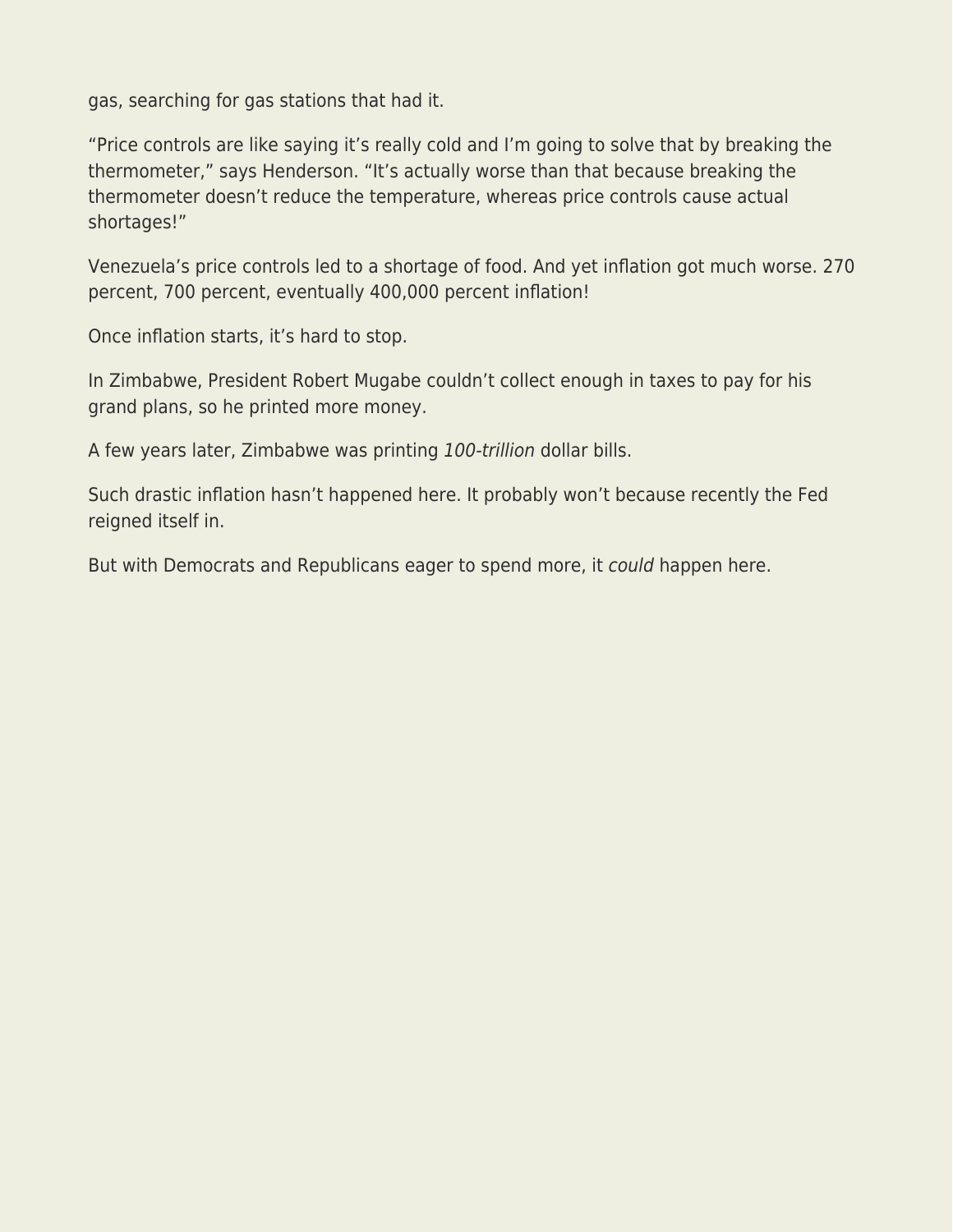gas, searching for gas stations that had it.

“Price controls are like saying it’s really cold and I’m going to solve that by breaking the thermometer,” says Henderson. “It’s actually worse than that because breaking the thermometer doesn’t reduce the temperature, whereas price controls cause actual shortages!”

Venezuela’s price controls led to a shortage of food. And yet inflation got much worse. 270 percent, 700 percent, eventually 400,000 percent inflation!

Once inflation starts, it’s hard to stop.

In Zimbabwe, President Robert Mugabe couldn’t collect enough in taxes to pay for his grand plans, so he printed more money.

A few years later, Zimbabwe was printing *100-trillion* dollar bills.

Such drastic inflation hasn’t happened here. It probably won’t because recently the Fed reigned itself in.

But with Democrats and Republicans eager to spend more, it *could* happen here.